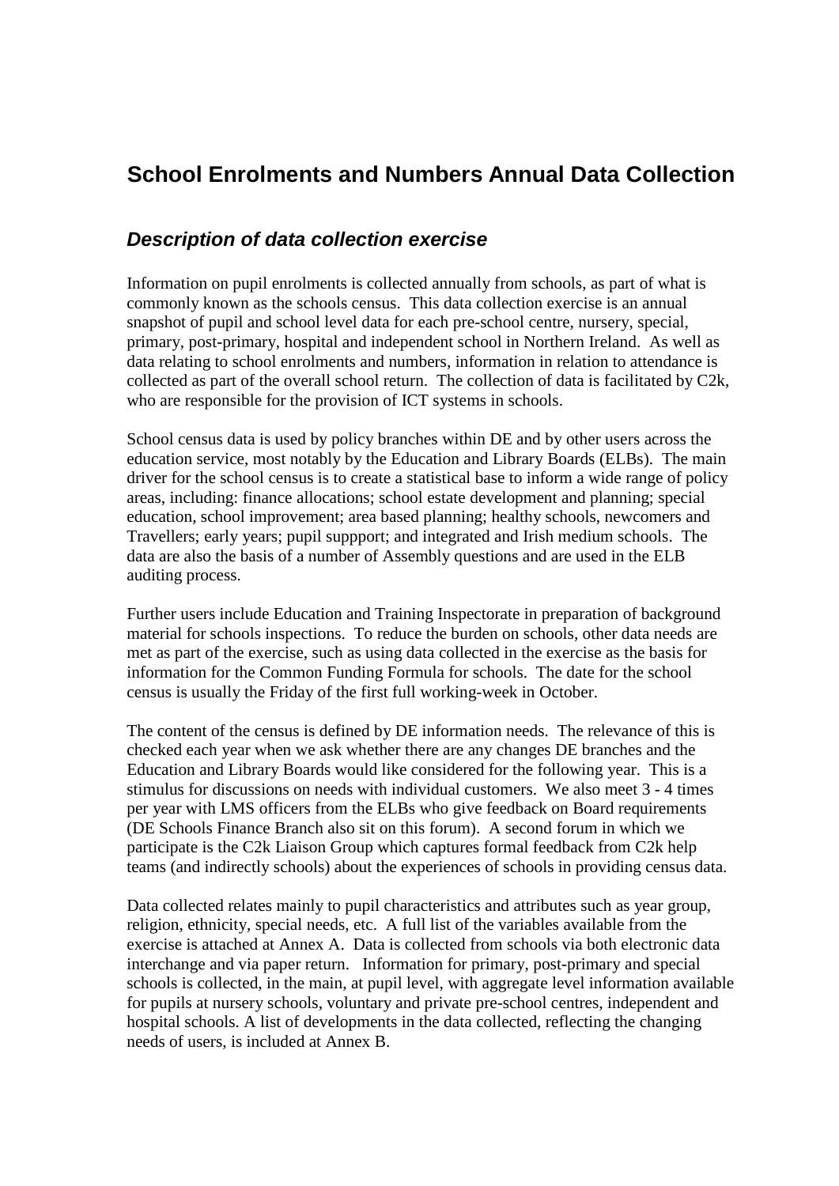# School Enrolments and Numbers Annual Data Collection

## *Description of data collection exercise*

Information on pupil enrolments is collected annually from schools, as part of what is commonly known as the schools census. This data collection exercise is an annual snapshot of pupil and school level data for each pre-school centre, nursery, special, primary, post-primary, hospital and independent school in Northern Ireland. As well as data relating to school enrolments and numbers, information in relation to attendance is collected as part of the overall school return. The collection of data is facilitated by C2k, who are responsible for the provision of ICT systems in schools.

School census data is used by policy branches within DE and by other users across the education service, most notably by the Education and Library Boards (ELBs). The main driver for the school census is to create a statistical base to inform a wide range of policy areas, including: finance allocations; school estate development and planning; special education, school improvement; area based planning; healthy schools, newcomers and Travellers; early years; pupil suppport; and integrated and Irish medium schools. The data are also the basis of a number of Assembly questions and are used in the ELB auditing process.

Further users include Education and Training Inspectorate in preparation of background material for schools inspections. To reduce the burden on schools, other data needs are met as part of the exercise, such as using data collected in the exercise as the basis for information for the Common Funding Formula for schools. The date for the school census is usually the Friday of the first full working-week in October.

The content of the census is defined by DE information needs. The relevance of this is checked each year when we ask whether there are any changes DE branches and the Education and Library Boards would like considered for the following year. This is a stimulus for discussions on needs with individual customers. We also meet 3 - 4 times per year with LMS officers from the ELBs who give feedback on Board requirements (DE Schools Finance Branch also sit on this forum). A second forum in which we participate is the C2k Liaison Group which captures formal feedback from C2k help teams (and indirectly schools) about the experiences of schools in providing census data.

Data collected relates mainly to pupil characteristics and attributes such as year group, religion, ethnicity, special needs, etc. A full list of the variables available from the exercise is attached at Annex A. Data is collected from schools via both electronic data interchange and via paper return. Information for primary, post-primary and special schools is collected, in the main, at pupil level, with aggregate level information available for pupils at nursery schools, voluntary and private pre-school centres, independent and hospital schools. A list of developments in the data collected, reflecting the changing needs of users, is included at Annex B.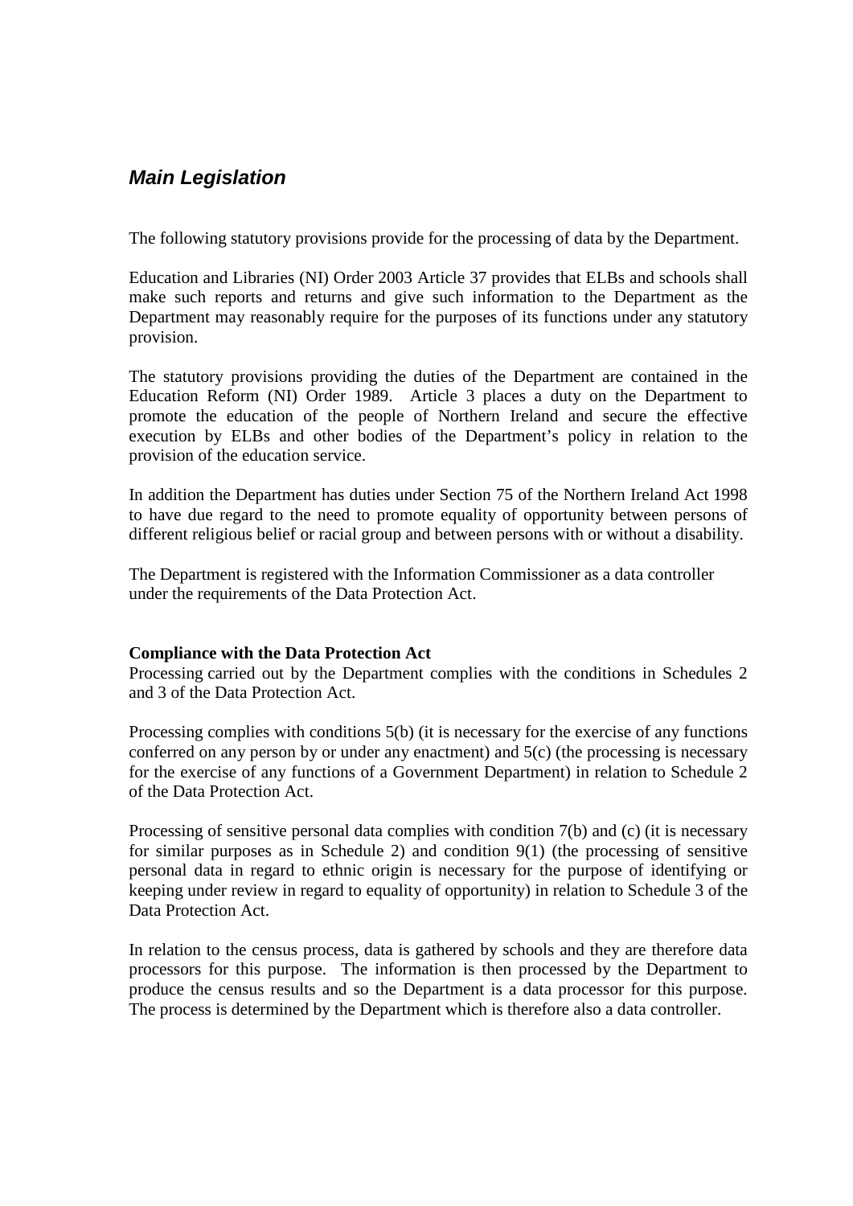## ***Main Legislation***

The following statutory provisions provide for the processing of data by the Department.

Education and Libraries (NI) Order 2003 Article 37 provides that ELBs and schools shall make such reports and returns and give such information to the Department as the Department may reasonably require for the purposes of its functions under any statutory provision.

The statutory provisions providing the duties of the Department are contained in the Education Reform (NI) Order 1989. Article 3 places a duty on the Department to promote the education of the people of Northern Ireland and secure the effective execution by ELBs and other bodies of the Department's policy in relation to the provision of the education service.

In addition the Department has duties under Section 75 of the Northern Ireland Act 1998 to have due regard to the need to promote equality of opportunity between persons of different religious belief or racial group and between persons with or without a disability.

The Department is registered with the Information Commissioner as a data controller under the requirements of the Data Protection Act.

**Compliance with the Data Protection Act**

Processing carried out by the Department complies with the conditions in Schedules 2 and 3 of the Data Protection Act.

Processing complies with conditions 5(b) (it is necessary for the exercise of any functions conferred on any person by or under any enactment) and 5(c) (the processing is necessary for the exercise of any functions of a Government Department) in relation to Schedule 2 of the Data Protection Act.

Processing of sensitive personal data complies with condition 7(b) and (c) (it is necessary for similar purposes as in Schedule 2) and condition 9(1) (the processing of sensitive personal data in regard to ethnic origin is necessary for the purpose of identifying or keeping under review in regard to equality of opportunity) in relation to Schedule 3 of the Data Protection Act.

In relation to the census process, data is gathered by schools and they are therefore data processors for this purpose. The information is then processed by the Department to produce the census results and so the Department is a data processor for this purpose. The process is determined by the Department which is therefore also a data controller.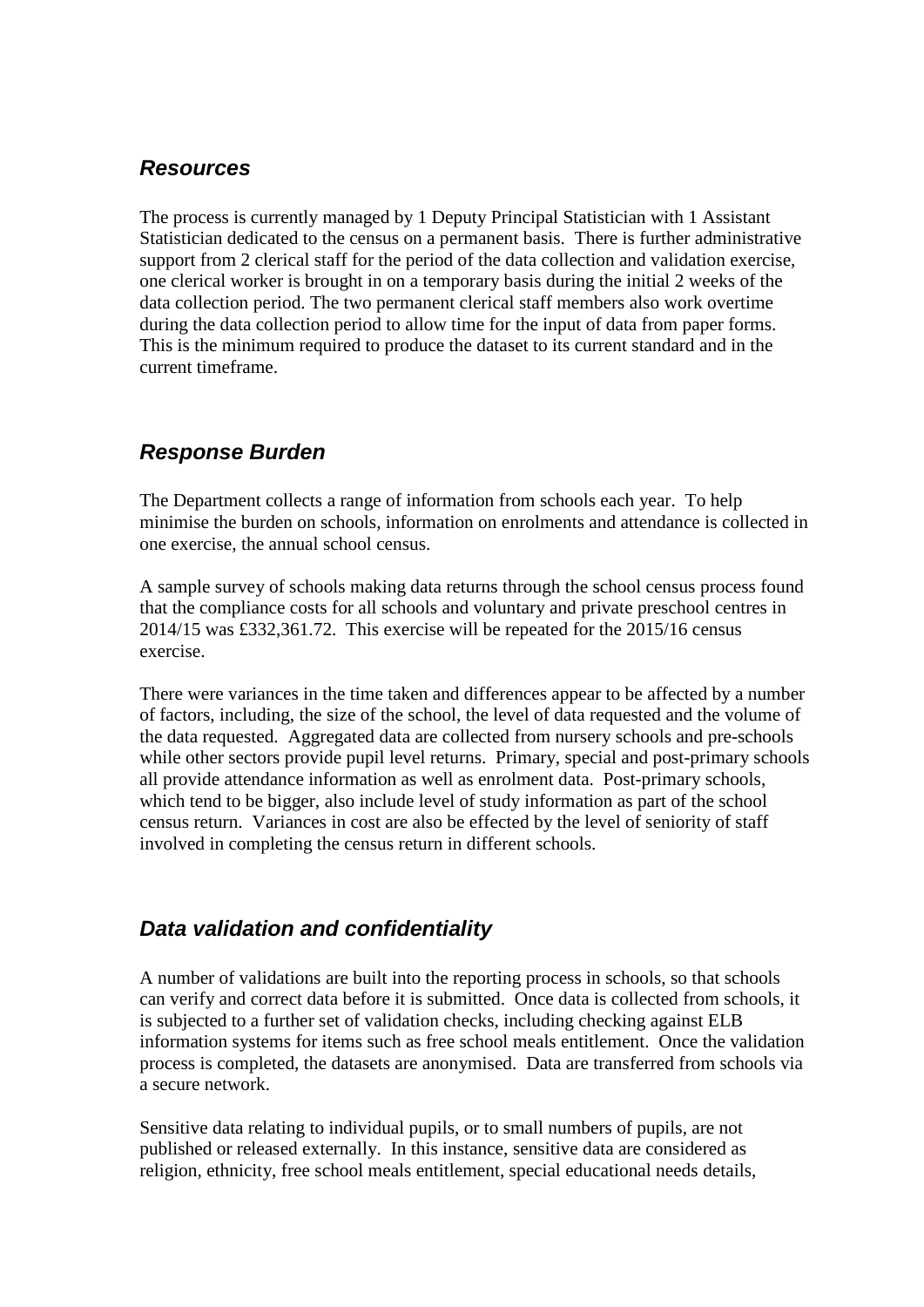## *Resources*

The process is currently managed by 1 Deputy Principal Statistician with 1 Assistant Statistician dedicated to the census on a permanent basis. There is further administrative support from 2 clerical staff for the period of the data collection and validation exercise, one clerical worker is brought in on a temporary basis during the initial 2 weeks of the data collection period. The two permanent clerical staff members also work overtime during the data collection period to allow time for the input of data from paper forms. This is the minimum required to produce the dataset to its current standard and in the current timeframe.

## *Response Burden*

The Department collects a range of information from schools each year. To help minimise the burden on schools, information on enrolments and attendance is collected in one exercise, the annual school census.

A sample survey of schools making data returns through the school census process found that the compliance costs for all schools and voluntary and private preschool centres in 2014/15 was £332,361.72. This exercise will be repeated for the 2015/16 census exercise.

There were variances in the time taken and differences appear to be affected by a number of factors, including, the size of the school, the level of data requested and the volume of the data requested. Aggregated data are collected from nursery schools and pre-schools while other sectors provide pupil level returns. Primary, special and post-primary schools all provide attendance information as well as enrolment data. Post-primary schools, which tend to be bigger, also include level of study information as part of the school census return. Variances in cost are also be effected by the level of seniority of staff involved in completing the census return in different schools.

## *Data validation and confidentiality*

A number of validations are built into the reporting process in schools, so that schools can verify and correct data before it is submitted. Once data is collected from schools, it is subjected to a further set of validation checks, including checking against ELB information systems for items such as free school meals entitlement. Once the validation process is completed, the datasets are anonymised. Data are transferred from schools via a secure network.

Sensitive data relating to individual pupils, or to small numbers of pupils, are not published or released externally. In this instance, sensitive data are considered as religion, ethnicity, free school meals entitlement, special educational needs details,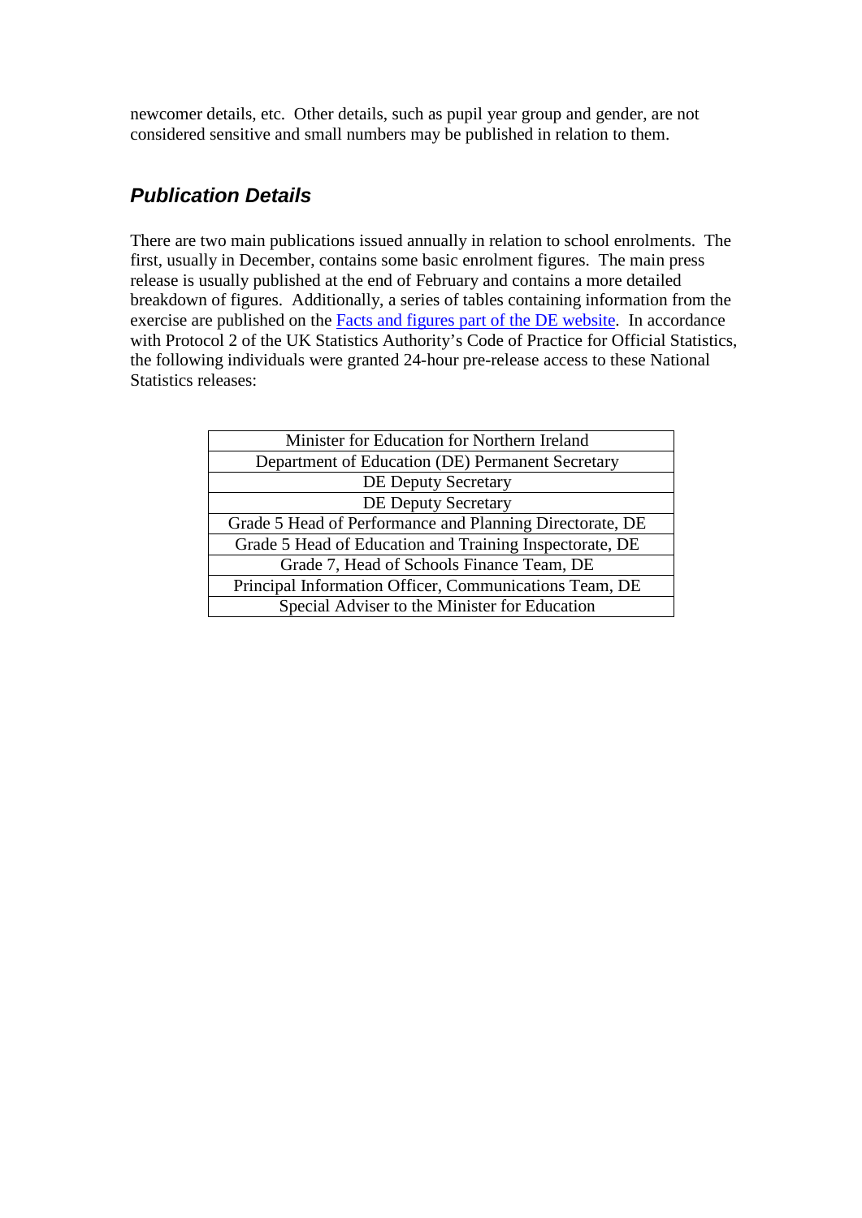newcomer details, etc. Other details, such as pupil year group and gender, are not considered sensitive and small numbers may be published in relation to them.

## *Publication Details*

There are two main publications issued annually in relation to school enrolments. The first, usually in December, contains some basic enrolment figures. The main press release is usually published at the end of February and contains a more detailed breakdown of figures. Additionally, a series of tables containing information from the exercise are published on the [Facts and figures part of the DE website](). In accordance with Protocol 2 of the UK Statistics Authority's Code of Practice for Official Statistics, the following individuals were granted 24-hour pre-release access to these National Statistics releases:

| |
|---|
| Minister for Education for Northern Ireland |
| Department of Education (DE) Permanent Secretary |
| DE Deputy Secretary |
| DE Deputy Secretary |
| Grade 5 Head of Performance and Planning Directorate, DE |
| Grade 5 Head of Education and Training Inspectorate, DE |
| Grade 7, Head of Schools Finance Team, DE |
| Principal Information Officer, Communications Team, DE |
| Special Adviser to the Minister for Education |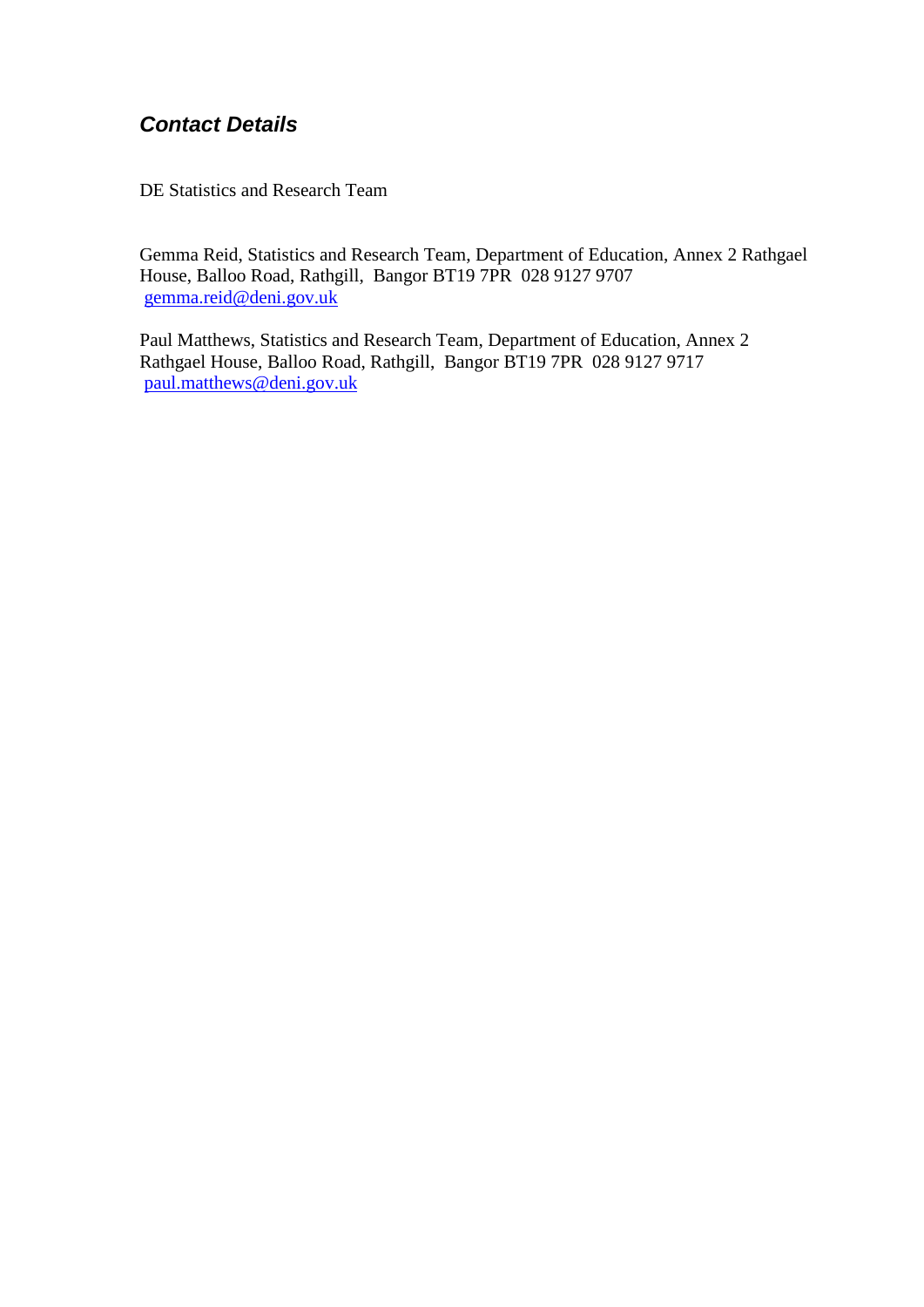## *Contact Details*

DE Statistics and Research Team

Gemma Reid, Statistics and Research Team, Department of Education, Annex 2 Rathgael House, Balloo Road, Rathgill, Bangor BT19 7PR 028 9127 9707
[gemma.reid@deni.gov.uk](mailto:gemma.reid@deni.gov.uk)

Paul Matthews, Statistics and Research Team, Department of Education, Annex 2 Rathgael House, Balloo Road, Rathgill, Bangor BT19 7PR 028 9127 9717
[paul.matthews@deni.gov.uk](mailto:paul.matthews@deni.gov.uk)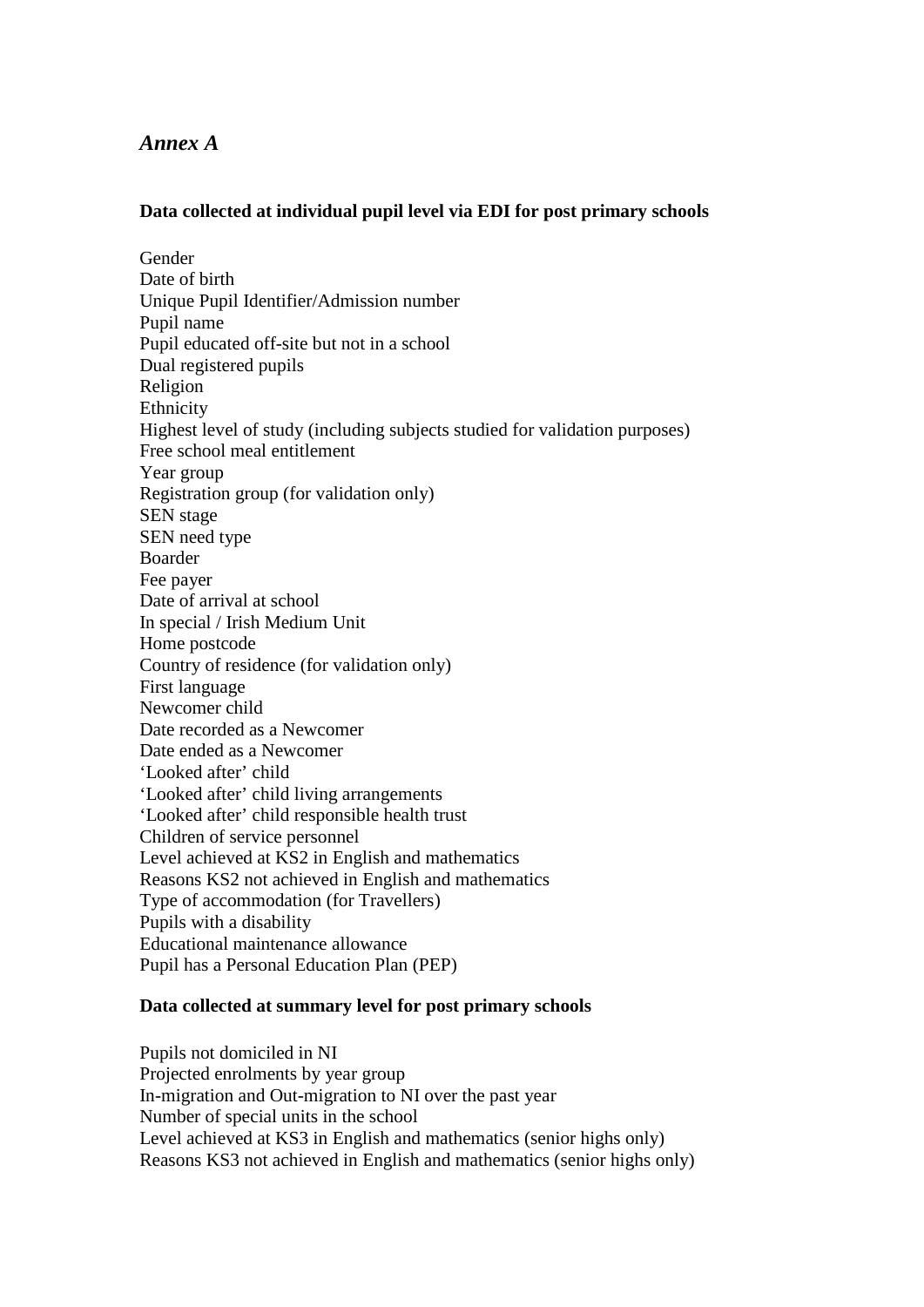## *Annex A*

**Data collected at individual pupil level via EDI for post primary schools**

Gender
Date of birth
Unique Pupil Identifier/Admission number
Pupil name
Pupil educated off-site but not in a school
Dual registered pupils
Religion
Ethnicity
Highest level of study (including subjects studied for validation purposes)
Free school meal entitlement
Year group
Registration group (for validation only)
SEN stage
SEN need type
Boarder
Fee payer
Date of arrival at school
In special / Irish Medium Unit
Home postcode
Country of residence (for validation only)
First language
Newcomer child
Date recorded as a Newcomer
Date ended as a Newcomer
'Looked after' child
'Looked after' child living arrangements
'Looked after' child responsible health trust
Children of service personnel
Level achieved at KS2 in English and mathematics
Reasons KS2 not achieved in English and mathematics
Type of accommodation (for Travellers)
Pupils with a disability
Educational maintenance allowance
Pupil has a Personal Education Plan (PEP)

**Data collected at summary level for post primary schools**

Pupils not domiciled in NI
Projected enrolments by year group
In-migration and Out-migration to NI over the past year
Number of special units in the school
Level achieved at KS3 in English and mathematics (senior highs only)
Reasons KS3 not achieved in English and mathematics (senior highs only)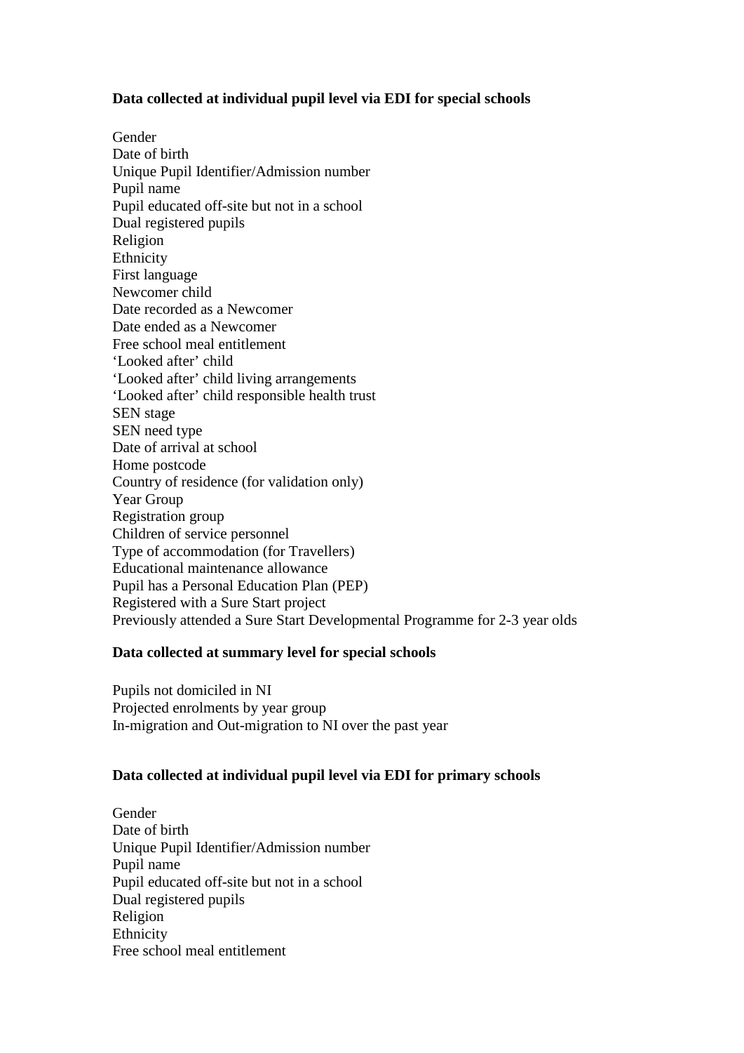**Data collected at individual pupil level via EDI for special schools**

Gender
Date of birth
Unique Pupil Identifier/Admission number
Pupil name
Pupil educated off-site but not in a school
Dual registered pupils
Religion
Ethnicity
First language
Newcomer child
Date recorded as a Newcomer
Date ended as a Newcomer
Free school meal entitlement
'Looked after' child
'Looked after' child living arrangements
'Looked after' child responsible health trust
SEN stage
SEN need type
Date of arrival at school
Home postcode
Country of residence (for validation only)
Year Group
Registration group
Children of service personnel
Type of accommodation (for Travellers)
Educational maintenance allowance
Pupil has a Personal Education Plan (PEP)
Registered with a Sure Start project
Previously attended a Sure Start Developmental Programme for 2-3 year olds

**Data collected at summary level for special schools**

Pupils not domiciled in NI
Projected enrolments by year group
In-migration and Out-migration to NI over the past year

**Data collected at individual pupil level via EDI for primary schools**

Gender
Date of birth
Unique Pupil Identifier/Admission number
Pupil name
Pupil educated off-site but not in a school
Dual registered pupils
Religion
Ethnicity
Free school meal entitlement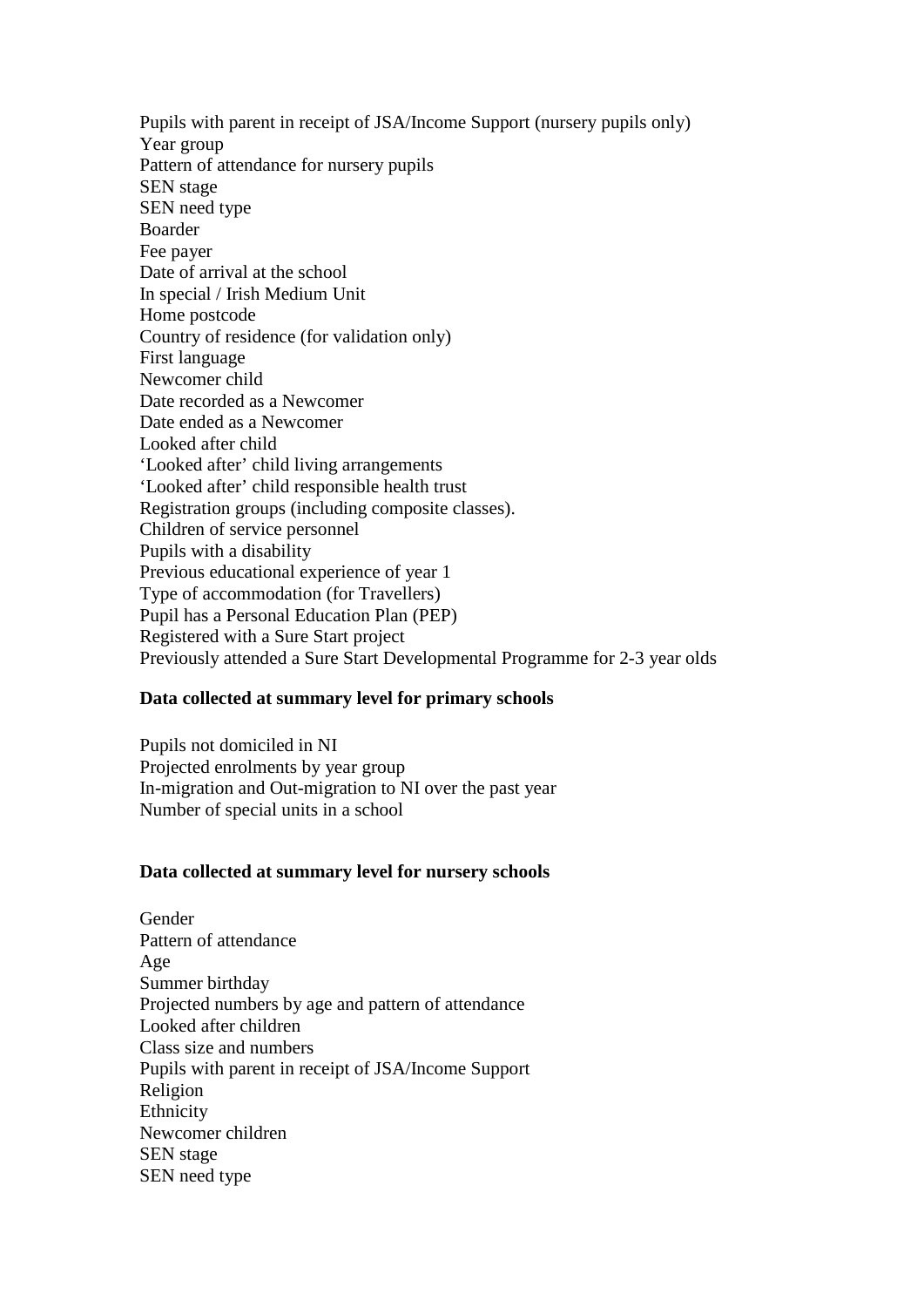Pupils with parent in receipt of JSA/Income Support (nursery pupils only)
Year group
Pattern of attendance for nursery pupils
SEN stage
SEN need type
Boarder
Fee payer
Date of arrival at the school
In special / Irish Medium Unit
Home postcode
Country of residence (for validation only)
First language
Newcomer child
Date recorded as a Newcomer
Date ended as a Newcomer
Looked after child
'Looked after' child living arrangements
'Looked after' child responsible health trust
Registration groups (including composite classes).
Children of service personnel
Pupils with a disability
Previous educational experience of year 1
Type of accommodation (for Travellers)
Pupil has a Personal Education Plan (PEP)
Registered with a Sure Start project
Previously attended a Sure Start Developmental Programme for 2-3 year olds

**Data collected at summary level for primary schools**

Pupils not domiciled in NI
Projected enrolments by year group
In-migration and Out-migration to NI over the past year
Number of special units in a school

**Data collected at summary level for nursery schools**

Gender
Pattern of attendance
Age
Summer birthday
Projected numbers by age and pattern of attendance
Looked after children
Class size and numbers
Pupils with parent in receipt of JSA/Income Support
Religion
Ethnicity
Newcomer children
SEN stage
SEN need type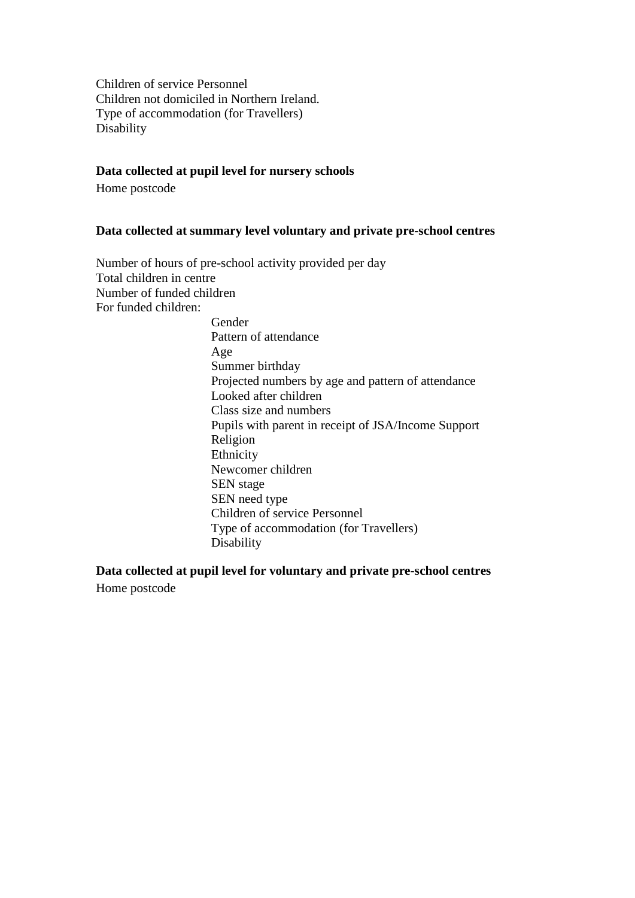Children of service Personnel
Children not domiciled in Northern Ireland.
Type of accommodation (for Travellers)
Disability

**Data collected at pupil level for nursery schools**

Home postcode

**Data collected at summary level voluntary and private pre-school centres**

Number of hours of pre-school activity provided per day
Total children in centre
Number of funded children
For funded children:

- Gender
- Pattern of attendance
- Age
- Summer birthday
- Projected numbers by age and pattern of attendance
- Looked after children
- Class size and numbers
- Pupils with parent in receipt of JSA/Income Support
- Religion
- Ethnicity
- Newcomer children
- SEN stage
- SEN need type
- Children of service Personnel
- Type of accommodation (for Travellers)
- Disability

**Data collected at pupil level for voluntary and private pre-school centres**

Home postcode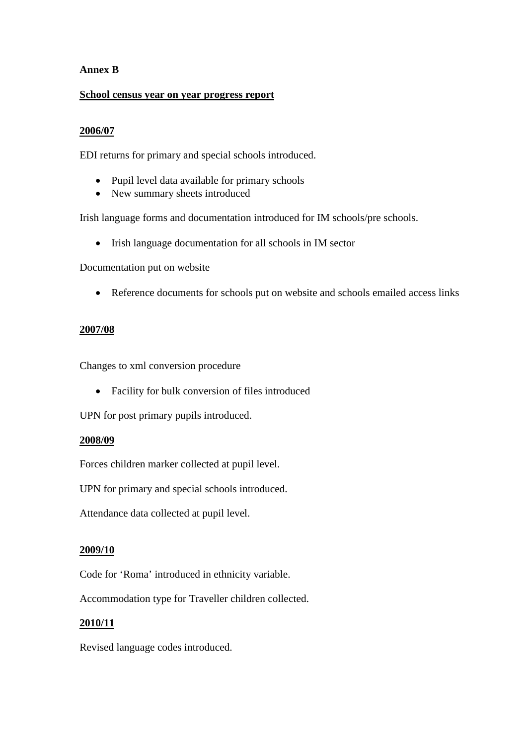**Annex B**

## School census year on year progress report

### 2006/07

EDI returns for primary and special schools introduced.

- Pupil level data available for primary schools
- New summary sheets introduced

Irish language forms and documentation introduced for IM schools/pre schools.

- Irish language documentation for all schools in IM sector

Documentation put on website

- Reference documents for schools put on website and schools emailed access links

### 2007/08

Changes to xml conversion procedure

- Facility for bulk conversion of files introduced

UPN for post primary pupils introduced.

### 2008/09

Forces children marker collected at pupil level.

UPN for primary and special schools introduced.

Attendance data collected at pupil level.

### 2009/10

Code for 'Roma' introduced in ethnicity variable.

Accommodation type for Traveller children collected.

### 2010/11

Revised language codes introduced.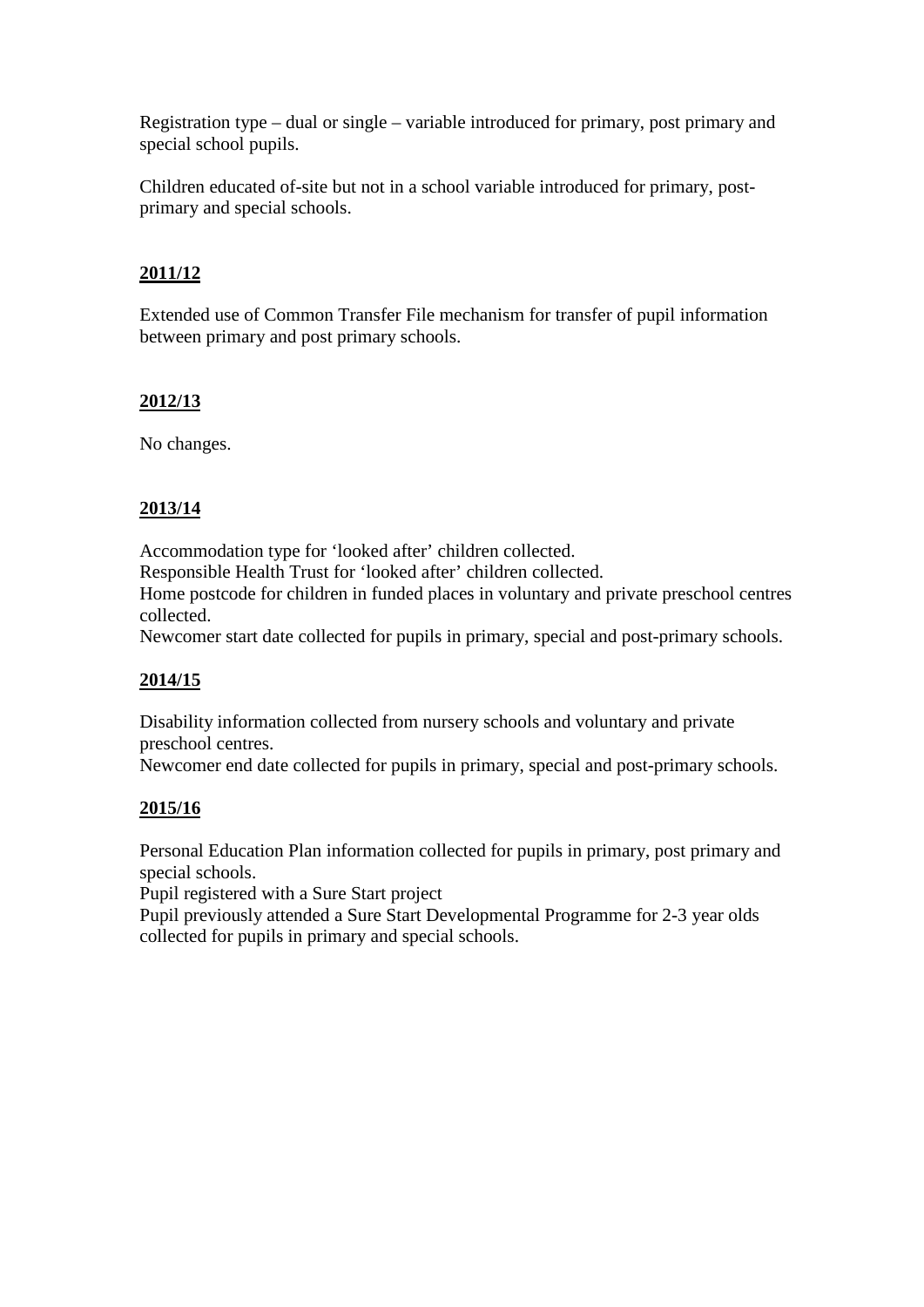Registration type – dual or single – variable introduced for primary, post primary and special school pupils.

Children educated of-site but not in a school variable introduced for primary, post-primary and special schools.

## 2011/12

Extended use of Common Transfer File mechanism for transfer of pupil information between primary and post primary schools.

## 2012/13

No changes.

## 2013/14

Accommodation type for 'looked after' children collected.
Responsible Health Trust for 'looked after' children collected.
Home postcode for children in funded places in voluntary and private preschool centres collected.
Newcomer start date collected for pupils in primary, special and post-primary schools.

## 2014/15

Disability information collected from nursery schools and voluntary and private preschool centres.
Newcomer end date collected for pupils in primary, special and post-primary schools.

## 2015/16

Personal Education Plan information collected for pupils in primary, post primary and special schools.
Pupil registered with a Sure Start project
Pupil previously attended a Sure Start Developmental Programme for 2-3 year olds collected for pupils in primary and special schools.